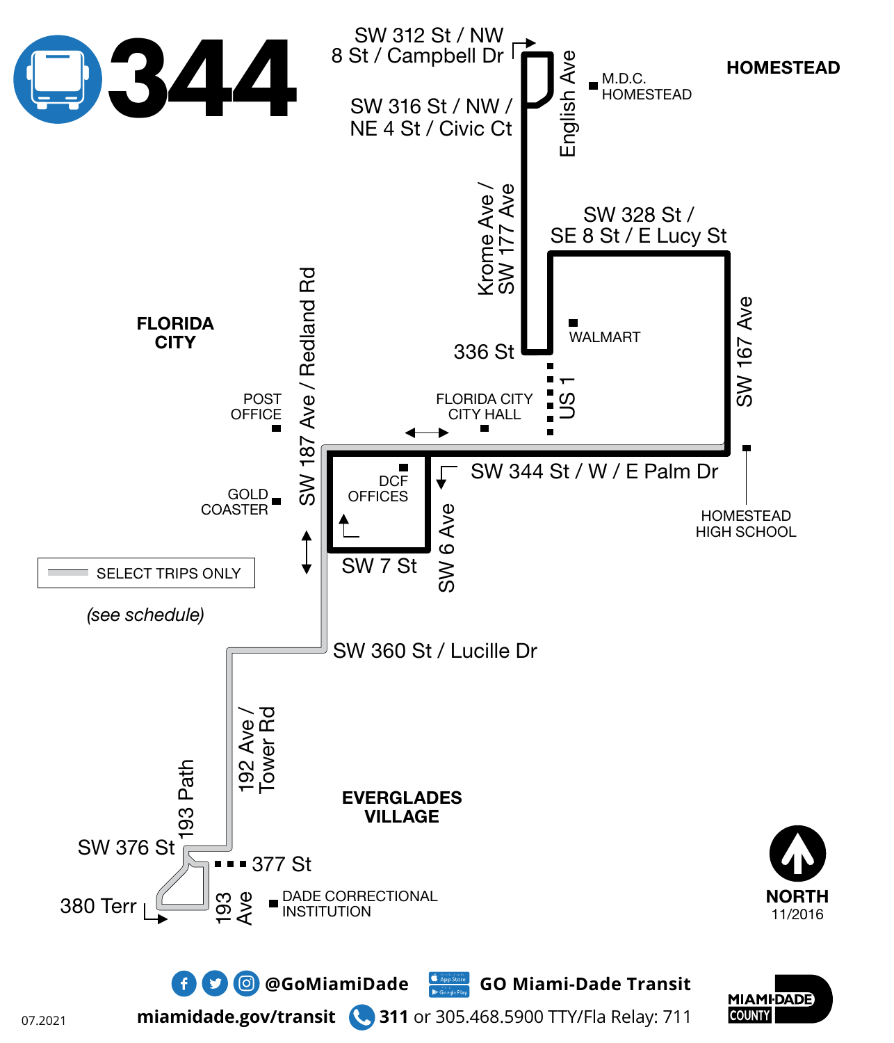# 344

SW 312 St / NW 8 St / Campbell Dr

SW 316 St / NW / NE 4 St / Civic Ct

English Ave

M.D.C. HOMESTEAD

**HOMESTEAD**

Krome Ave / SW 177 Ave

SW 328 St / SE 8 St / E Lucy St

WALMART

336 St

US 1

SW 167 Ave

**FLORIDA CITY**

POST OFFICE

SW 187 Ave / Redland Rd

FLORIDA CITY CITY HALL

SW 344 St / W / E Palm Dr

DCF OFFICES

GOLD COASTER

SW 6 Ave

HOMESTEAD HIGH SCHOOL

SW 7 St

SELECT TRIPS ONLY

*(see schedule)*

SW 360 St / Lucille Dr

192 Ave / Tower Rd

193 Path

**EVERGLADES VILLAGE**

SW 376 St

377 St

380 Terr

193 Ave

DADE CORRECTIONAL INSTITUTION

**NORTH**
11/2016

@GoMiamiDade

GO Miami-Dade Transit

miamidade.gov/transit

**311** or 305.468.5900 TTY/Fla Relay: 711

MIAMI-DADE COUNTY

07.2021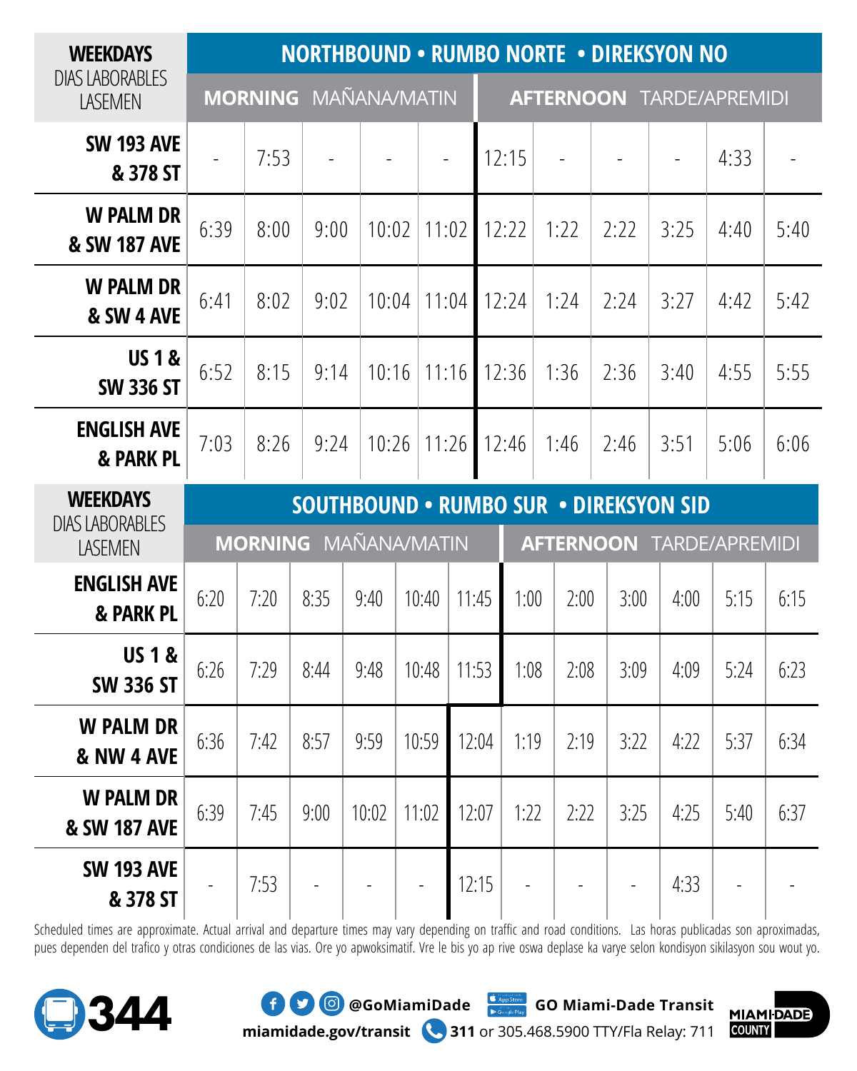| WEEKDAYS DIAS LABORABLES LASEMEN | NORTHBOUND • RUMBO NORTE • DIREKSYON NO | | | | | | | | | | |
|---|---|---|---|---|---|---|---|---|---|---|---|
| | MORNING MAÑANA/MATIN | | | | | AFTERNOON TARDE/APREMIDI | | | | | |
| SW 193 AVE & 378 ST | - | 7:53 | - | - | - | 12:15 | - | - | - | 4:33 | - |
| W PALM DR & SW 187 AVE | 6:39 | 8:00 | 9:00 | 10:02 | 11:02 | 12:22 | 1:22 | 2:22 | 3:25 | 4:40 | 5:40 |
| W PALM DR & SW 4 AVE | 6:41 | 8:02 | 9:02 | 10:04 | 11:04 | 12:24 | 1:24 | 2:24 | 3:27 | 4:42 | 5:42 |
| US 1 & SW 336 ST | 6:52 | 8:15 | 9:14 | 10:16 | 11:16 | 12:36 | 1:36 | 2:36 | 3:40 | 4:55 | 5:55 |
| ENGLISH AVE & PARK PL | 7:03 | 8:26 | 9:24 | 10:26 | 11:26 | 12:46 | 1:46 | 2:46 | 3:51 | 5:06 | 6:06 |

| WEEKDAYS DIAS LABORABLES LASEMEN | SOUTHBOUND • RUMBO SUR • DIREKSYON SID | | | | | | | | | | | |
|---|---|---|---|---|---|---|---|---|---|---|---|---|
| | MORNING MAÑANA/MATIN | | | | | | AFTERNOON TARDE/APREMIDI | | | | | |
| ENGLISH AVE & PARK PL | 6:20 | 7:20 | 8:35 | 9:40 | 10:40 | 11:45 | 1:00 | 2:00 | 3:00 | 4:00 | 5:15 | 6:15 |
| US 1 & SW 336 ST | 6:26 | 7:29 | 8:44 | 9:48 | 10:48 | 11:53 | 1:08 | 2:08 | 3:09 | 4:09 | 5:24 | 6:23 |
| W PALM DR & NW 4 AVE | 6:36 | 7:42 | 8:57 | 9:59 | 10:59 | 12:04 | 1:19 | 2:19 | 3:22 | 4:22 | 5:37 | 6:34 |
| W PALM DR & SW 187 AVE | 6:39 | 7:45 | 9:00 | 10:02 | 11:02 | 12:07 | 1:22 | 2:22 | 3:25 | 4:25 | 5:40 | 6:37 |
| SW 193 AVE & 378 ST | - | 7:53 | - | - | - | 12:15 | - | - | - | 4:33 | - | - |

Scheduled times are approximate. Actual arrival and departure times may vary depending on traffic and road conditions. Las horas publicadas son aproximadas, pues dependen del trafico y otras condiciones de las vias. Ore yo apwoksimatif. Vre le bis yo ap rive oswa deplase ka varye selon kondisyon sikilasyon sou wout yo.

344

@GoMiamiDade

GO Miami-Dade Transit

miamidade.gov/transit

311 or 305.468.5900 TTY/Fla Relay: 711

MIAMI-DADE COUNTY